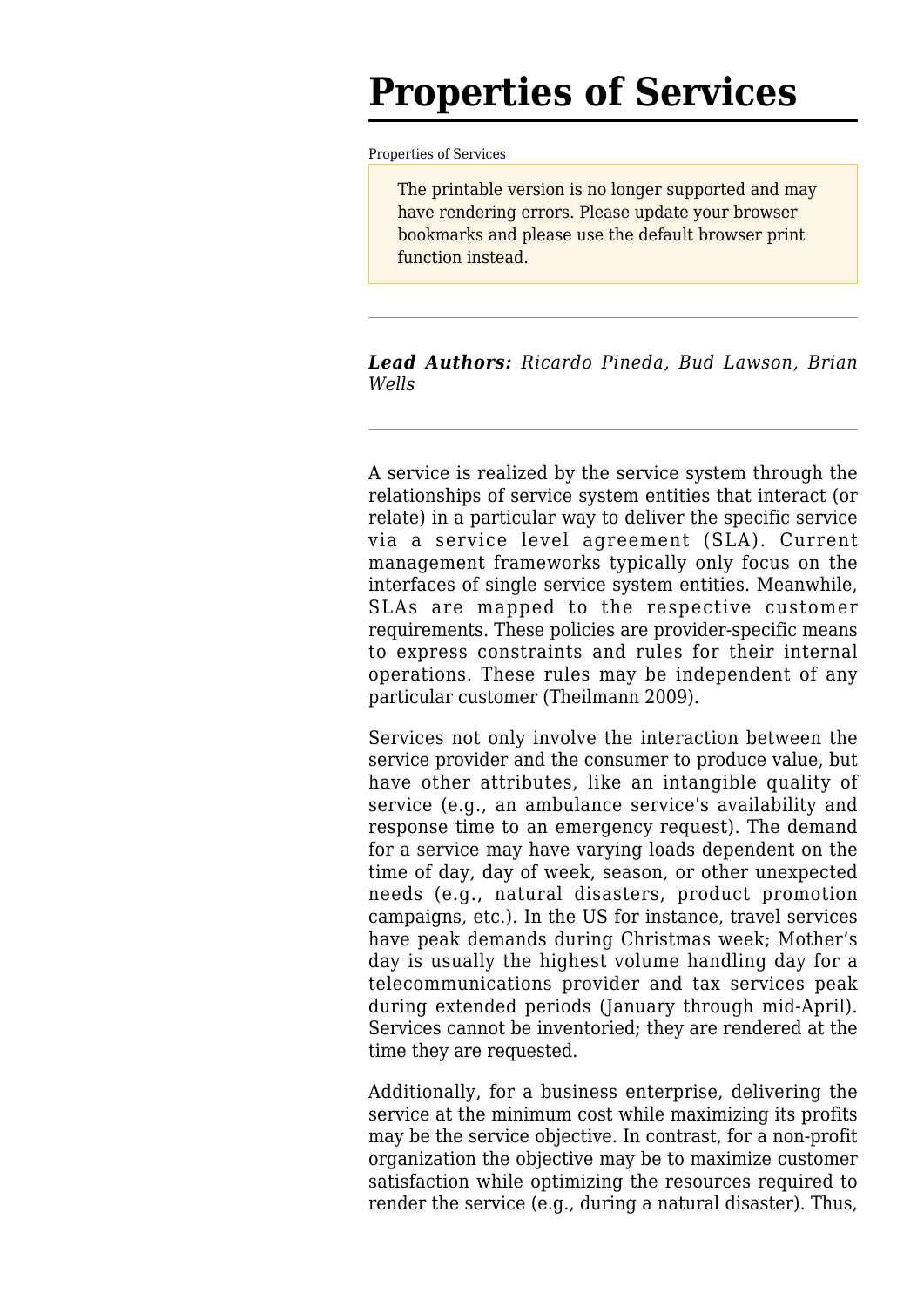# Properties of Services

Properties of Services

> The printable version is no longer supported and may have rendering errors. Please update your browser bookmarks and please use the default browser print function instead.

---

***Lead Authors:*** *Ricardo Pineda, Bud Lawson, Brian Wells*

---

A service is realized by the service system through the relationships of service system entities that interact (or relate) in a particular way to deliver the specific service via a service level agreement (SLA). Current management frameworks typically only focus on the interfaces of single service system entities. Meanwhile, SLAs are mapped to the respective customer requirements. These policies are provider-specific means to express constraints and rules for their internal operations. These rules may be independent of any particular customer (Theilmann 2009).

Services not only involve the interaction between the service provider and the consumer to produce value, but have other attributes, like an intangible quality of service (e.g., an ambulance service's availability and response time to an emergency request). The demand for a service may have varying loads dependent on the time of day, day of week, season, or other unexpected needs (e.g., natural disasters, product promotion campaigns, etc.). In the US for instance, travel services have peak demands during Christmas week; Mother's day is usually the highest volume handling day for a telecommunications provider and tax services peak during extended periods (January through mid-April). Services cannot be inventoried; they are rendered at the time they are requested.

Additionally, for a business enterprise, delivering the service at the minimum cost while maximizing its profits may be the service objective. In contrast, for a non-profit organization the objective may be to maximize customer satisfaction while optimizing the resources required to render the service (e.g., during a natural disaster). Thus,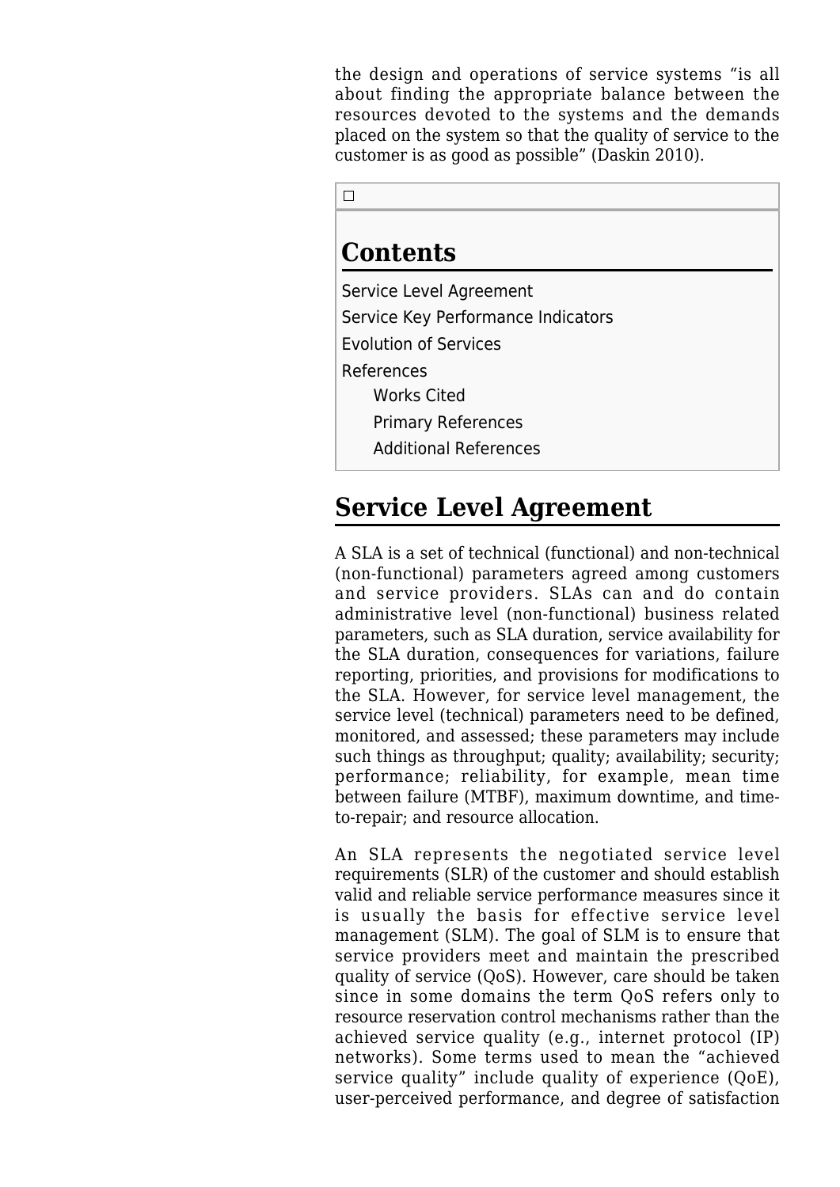the design and operations of service systems "is all about finding the appropriate balance between the resources devoted to the systems and the demands placed on the system so that the quality of service to the customer is as good as possible" (Daskin 2010).

## Contents

- Service Level Agreement
- Service Key Performance Indicators
- Evolution of Services
- References
  - Works Cited
  - Primary References
  - Additional References

## Service Level Agreement

A SLA is a set of technical (functional) and non-technical (non-functional) parameters agreed among customers and service providers. SLAs can and do contain administrative level (non-functional) business related parameters, such as SLA duration, service availability for the SLA duration, consequences for variations, failure reporting, priorities, and provisions for modifications to the SLA. However, for service level management, the service level (technical) parameters need to be defined, monitored, and assessed; these parameters may include such things as throughput; quality; availability; security; performance; reliability, for example, mean time between failure (MTBF), maximum downtime, and time-to-repair; and resource allocation.

An SLA represents the negotiated service level requirements (SLR) of the customer and should establish valid and reliable service performance measures since it is usually the basis for effective service level management (SLM). The goal of SLM is to ensure that service providers meet and maintain the prescribed quality of service (QoS). However, care should be taken since in some domains the term QoS refers only to resource reservation control mechanisms rather than the achieved service quality (e.g., internet protocol (IP) networks). Some terms used to mean the "achieved service quality" include quality of experience (QoE), user-perceived performance, and degree of satisfaction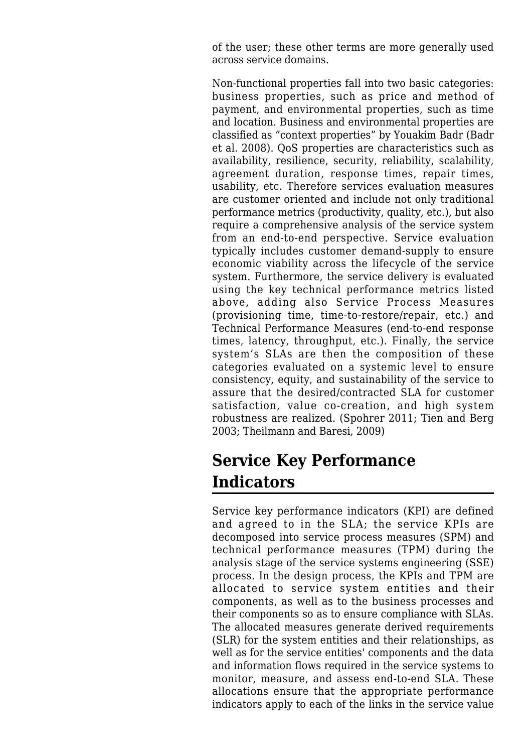of the user; these other terms are more generally used across service domains.

Non-functional properties fall into two basic categories: business properties, such as price and method of payment, and environmental properties, such as time and location. Business and environmental properties are classified as “context properties” by Youakim Badr (Badr et al. 2008). QoS properties are characteristics such as availability, resilience, security, reliability, scalability, agreement duration, response times, repair times, usability, etc. Therefore services evaluation measures are customer oriented and include not only traditional performance metrics (productivity, quality, etc.), but also require a comprehensive analysis of the service system from an end-to-end perspective. Service evaluation typically includes customer demand-supply to ensure economic viability across the lifecycle of the service system. Furthermore, the service delivery is evaluated using the key technical performance metrics listed above, adding also Service Process Measures (provisioning time, time-to-restore/repair, etc.) and Technical Performance Measures (end-to-end response times, latency, throughput, etc.). Finally, the service system’s SLAs are then the composition of these categories evaluated on a systemic level to ensure consistency, equity, and sustainability of the service to assure that the desired/contracted SLA for customer satisfaction, value co-creation, and high system robustness are realized. (Spohrer 2011; Tien and Berg 2003; Theilmann and Baresi, 2009)

## Service Key Performance Indicators

Service key performance indicators (KPI) are defined and agreed to in the SLA; the service KPIs are decomposed into service process measures (SPM) and technical performance measures (TPM) during the analysis stage of the service systems engineering (SSE) process. In the design process, the KPIs and TPM are allocated to service system entities and their components, as well as to the business processes and their components so as to ensure compliance with SLAs. The allocated measures generate derived requirements (SLR) for the system entities and their relationships, as well as for the service entities' components and the data and information flows required in the service systems to monitor, measure, and assess end-to-end SLA. These allocations ensure that the appropriate performance indicators apply to each of the links in the service value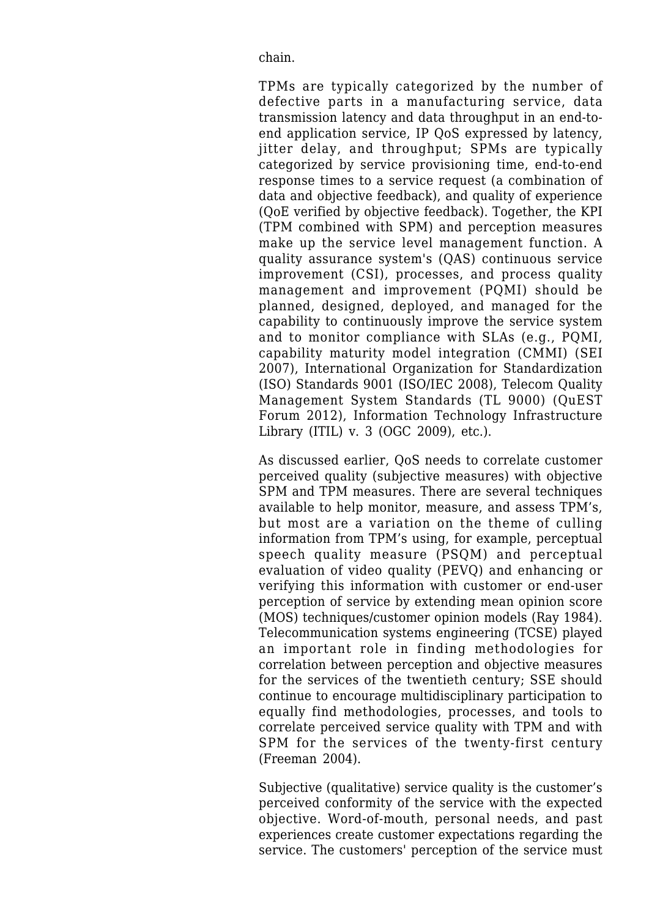chain.

TPMs are typically categorized by the number of defective parts in a manufacturing service, data transmission latency and data throughput in an end-to-end application service, IP QoS expressed by latency, jitter delay, and throughput; SPMs are typically categorized by service provisioning time, end-to-end response times to a service request (a combination of data and objective feedback), and quality of experience (QoE verified by objective feedback). Together, the KPI (TPM combined with SPM) and perception measures make up the service level management function. A quality assurance system's (QAS) continuous service improvement (CSI), processes, and process quality management and improvement (PQMI) should be planned, designed, deployed, and managed for the capability to continuously improve the service system and to monitor compliance with SLAs (e.g., PQMI, capability maturity model integration (CMMI) (SEI 2007), International Organization for Standardization (ISO) Standards 9001 (ISO/IEC 2008), Telecom Quality Management System Standards (TL 9000) (QuEST Forum 2012), Information Technology Infrastructure Library (ITIL) v. 3 (OGC 2009), etc.).

As discussed earlier, QoS needs to correlate customer perceived quality (subjective measures) with objective SPM and TPM measures. There are several techniques available to help monitor, measure, and assess TPM's, but most are a variation on the theme of culling information from TPM's using, for example, perceptual speech quality measure (PSQM) and perceptual evaluation of video quality (PEVQ) and enhancing or verifying this information with customer or end-user perception of service by extending mean opinion score (MOS) techniques/customer opinion models (Ray 1984). Telecommunication systems engineering (TCSE) played an important role in finding methodologies for correlation between perception and objective measures for the services of the twentieth century; SSE should continue to encourage multidisciplinary participation to equally find methodologies, processes, and tools to correlate perceived service quality with TPM and with SPM for the services of the twenty-first century (Freeman 2004).

Subjective (qualitative) service quality is the customer's perceived conformity of the service with the expected objective. Word-of-mouth, personal needs, and past experiences create customer expectations regarding the service. The customers' perception of the service must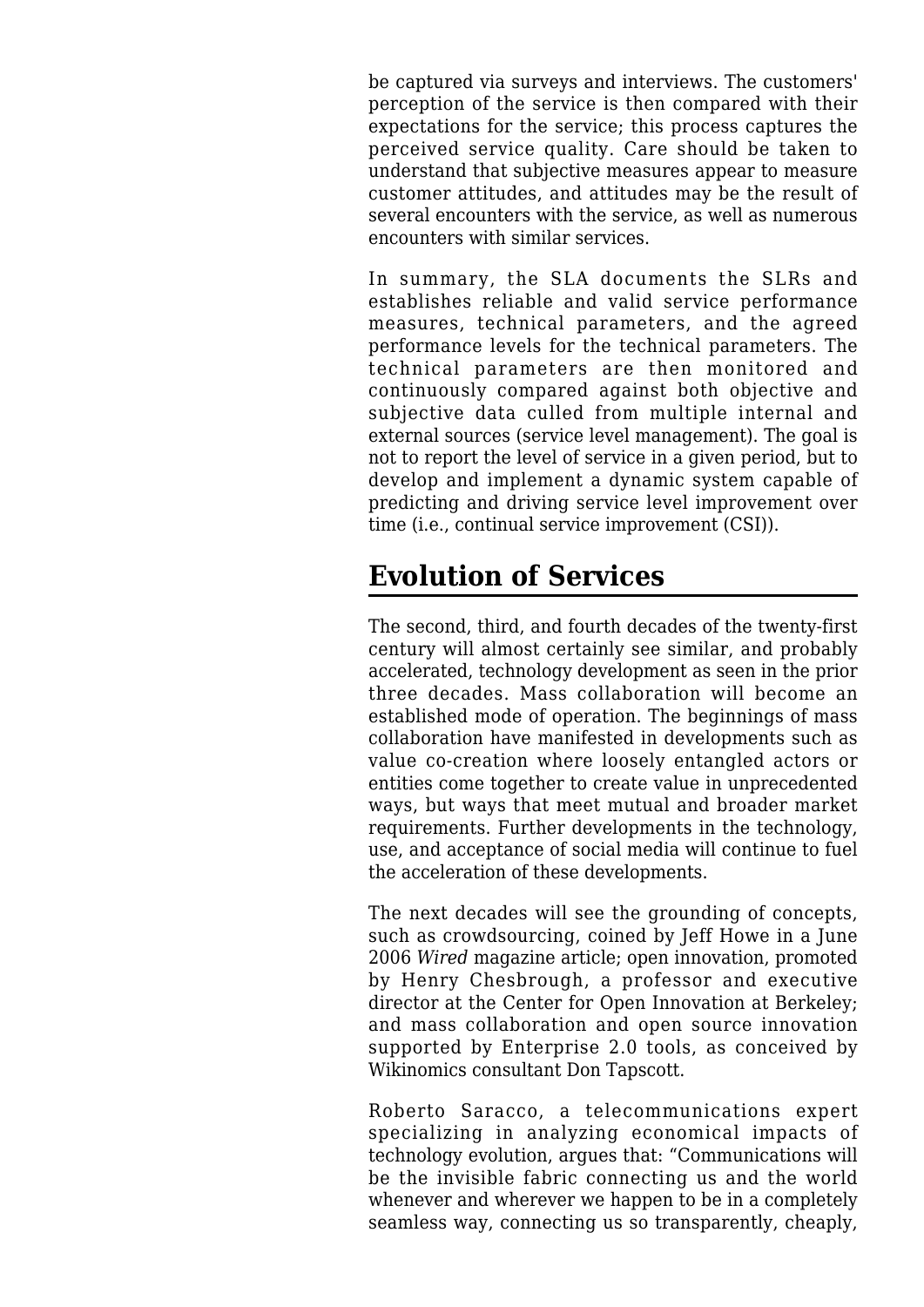be captured via surveys and interviews. The customers' perception of the service is then compared with their expectations for the service; this process captures the perceived service quality. Care should be taken to understand that subjective measures appear to measure customer attitudes, and attitudes may be the result of several encounters with the service, as well as numerous encounters with similar services.

In summary, the SLA documents the SLRs and establishes reliable and valid service performance measures, technical parameters, and the agreed performance levels for the technical parameters. The technical parameters are then monitored and continuously compared against both objective and subjective data culled from multiple internal and external sources (service level management). The goal is not to report the level of service in a given period, but to develop and implement a dynamic system capable of predicting and driving service level improvement over time (i.e., continual service improvement (CSI)).

## Evolution of Services

The second, third, and fourth decades of the twenty-first century will almost certainly see similar, and probably accelerated, technology development as seen in the prior three decades. Mass collaboration will become an established mode of operation. The beginnings of mass collaboration have manifested in developments such as value co-creation where loosely entangled actors or entities come together to create value in unprecedented ways, but ways that meet mutual and broader market requirements. Further developments in the technology, use, and acceptance of social media will continue to fuel the acceleration of these developments.

The next decades will see the grounding of concepts, such as crowdsourcing, coined by Jeff Howe in a June 2006 *Wired* magazine article; open innovation, promoted by Henry Chesbrough, a professor and executive director at the Center for Open Innovation at Berkeley; and mass collaboration and open source innovation supported by Enterprise 2.0 tools, as conceived by Wikinomics consultant Don Tapscott.

Roberto Saracco, a telecommunications expert specializing in analyzing economical impacts of technology evolution, argues that: “Communications will be the invisible fabric connecting us and the world whenever and wherever we happen to be in a completely seamless way, connecting us so transparently, cheaply,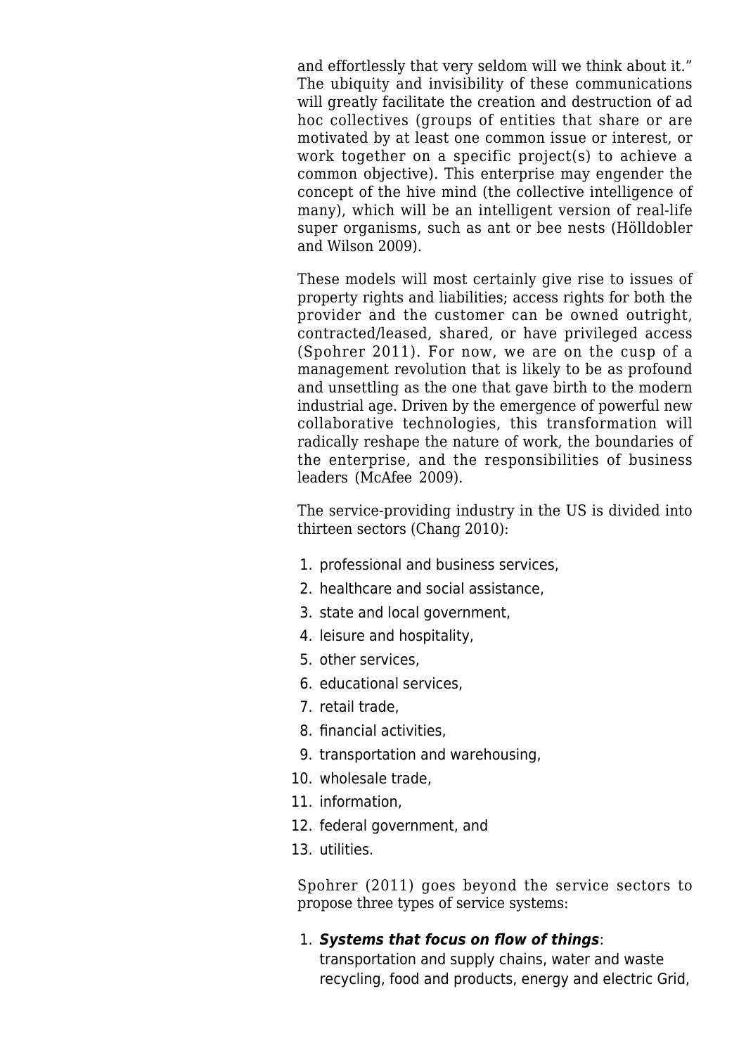and effortlessly that very seldom will we think about it." The ubiquity and invisibility of these communications will greatly facilitate the creation and destruction of ad hoc collectives (groups of entities that share or are motivated by at least one common issue or interest, or work together on a specific project(s) to achieve a common objective). This enterprise may engender the concept of the hive mind (the collective intelligence of many), which will be an intelligent version of real-life super organisms, such as ant or bee nests (Hölldobler and Wilson 2009).

These models will most certainly give rise to issues of property rights and liabilities; access rights for both the provider and the customer can be owned outright, contracted/leased, shared, or have privileged access (Spohrer 2011). For now, we are on the cusp of a management revolution that is likely to be as profound and unsettling as the one that gave birth to the modern industrial age. Driven by the emergence of powerful new collaborative technologies, this transformation will radically reshape the nature of work, the boundaries of the enterprise, and the responsibilities of business leaders (McAfee 2009).

The service-providing industry in the US is divided into thirteen sectors (Chang 2010):

1. professional and business services,
2. healthcare and social assistance,
3. state and local government,
4. leisure and hospitality,
5. other services,
6. educational services,
7. retail trade,
8. financial activities,
9. transportation and warehousing,
10. wholesale trade,
11. information,
12. federal government, and
13. utilities.

Spohrer (2011) goes beyond the service sectors to propose three types of service systems:

1. ***Systems that focus on flow of things***: transportation and supply chains, water and waste recycling, food and products, energy and electric Grid,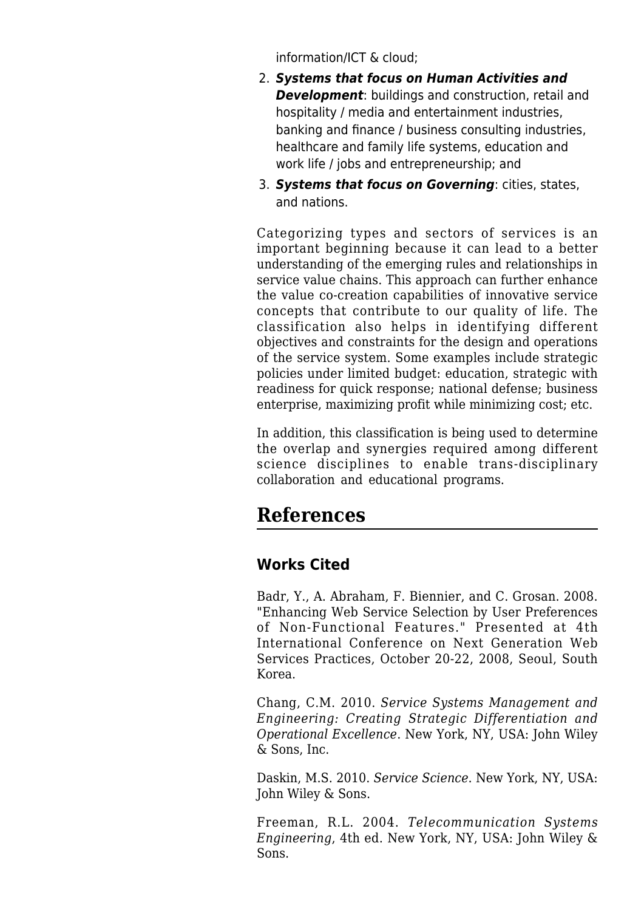information/ICT & cloud;

2. ***Systems that focus on Human Activities and Development***: buildings and construction, retail and hospitality / media and entertainment industries, banking and finance / business consulting industries, healthcare and family life systems, education and work life / jobs and entrepreneurship; and
3. ***Systems that focus on Governing***: cities, states, and nations.

Categorizing types and sectors of services is an important beginning because it can lead to a better understanding of the emerging rules and relationships in service value chains. This approach can further enhance the value co-creation capabilities of innovative service concepts that contribute to our quality of life. The classification also helps in identifying different objectives and constraints for the design and operations of the service system. Some examples include strategic policies under limited budget: education, strategic with readiness for quick response; national defense; business enterprise, maximizing profit while minimizing cost; etc.

In addition, this classification is being used to determine the overlap and synergies required among different science disciplines to enable trans-disciplinary collaboration and educational programs.

## References

### Works Cited

Badr, Y., A. Abraham, F. Biennier, and C. Grosan. 2008. "Enhancing Web Service Selection by User Preferences of Non-Functional Features." Presented at 4th International Conference on Next Generation Web Services Practices, October 20-22, 2008, Seoul, South Korea.

Chang, C.M. 2010. *Service Systems Management and Engineering: Creating Strategic Differentiation and Operational Excellence*. New York, NY, USA: John Wiley & Sons, Inc.

Daskin, M.S. 2010. *Service Science*. New York, NY, USA: John Wiley & Sons.

Freeman, R.L. 2004. *Telecommunication Systems Engineering*, 4th ed. New York, NY, USA: John Wiley & Sons.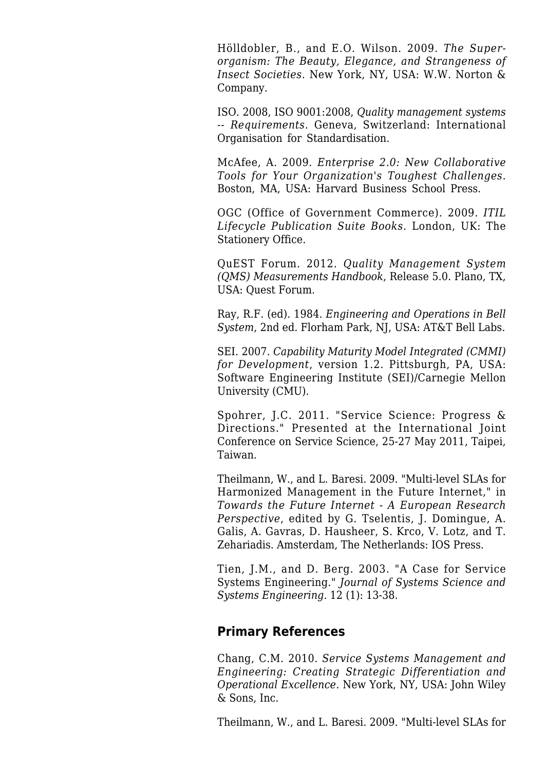Hölldobler, B., and E.O. Wilson. 2009. *The Superorganism: The Beauty, Elegance, and Strangeness of Insect Societies*. New York, NY, USA: W.W. Norton & Company.

ISO. 2008, ISO 9001:2008, *Quality management systems -- Requirements*. Geneva, Switzerland: International Organisation for Standardisation.

McAfee, A. 2009. *Enterprise 2.0: New Collaborative Tools for Your Organization's Toughest Challenges*. Boston, MA, USA: Harvard Business School Press.

OGC (Office of Government Commerce). 2009. *ITIL Lifecycle Publication Suite Books*. London, UK: The Stationery Office.

QuEST Forum. 2012. *Quality Management System (QMS) Measurements Handbook*, Release 5.0. Plano, TX, USA: Quest Forum.

Ray, R.F. (ed). 1984. *Engineering and Operations in Bell System*, 2nd ed. Florham Park, NJ, USA: AT&T Bell Labs.

SEI. 2007. *Capability Maturity Model Integrated (CMMI) for Development*, version 1.2. Pittsburgh, PA, USA: Software Engineering Institute (SEI)/Carnegie Mellon University (CMU).

Spohrer, J.C. 2011. "Service Science: Progress & Directions." Presented at the International Joint Conference on Service Science, 25-27 May 2011, Taipei, Taiwan.

Theilmann, W., and L. Baresi. 2009. "Multi-level SLAs for Harmonized Management in the Future Internet," in *Towards the Future Internet - A European Research Perspective*, edited by G. Tselentis, J. Domingue, A. Galis, A. Gavras, D. Hausheer, S. Krco, V. Lotz, and T. Zehariadis. Amsterdam, The Netherlands: IOS Press.

Tien, J.M., and D. Berg. 2003. "A Case for Service Systems Engineering." *Journal of Systems Science and Systems Engineering.* 12 (1): 13-38.

## Primary References

Chang, C.M. 2010. *Service Systems Management and Engineering: Creating Strategic Differentiation and Operational Excellence.* New York, NY, USA: John Wiley & Sons, Inc.

Theilmann, W., and L. Baresi. 2009. "Multi-level SLAs for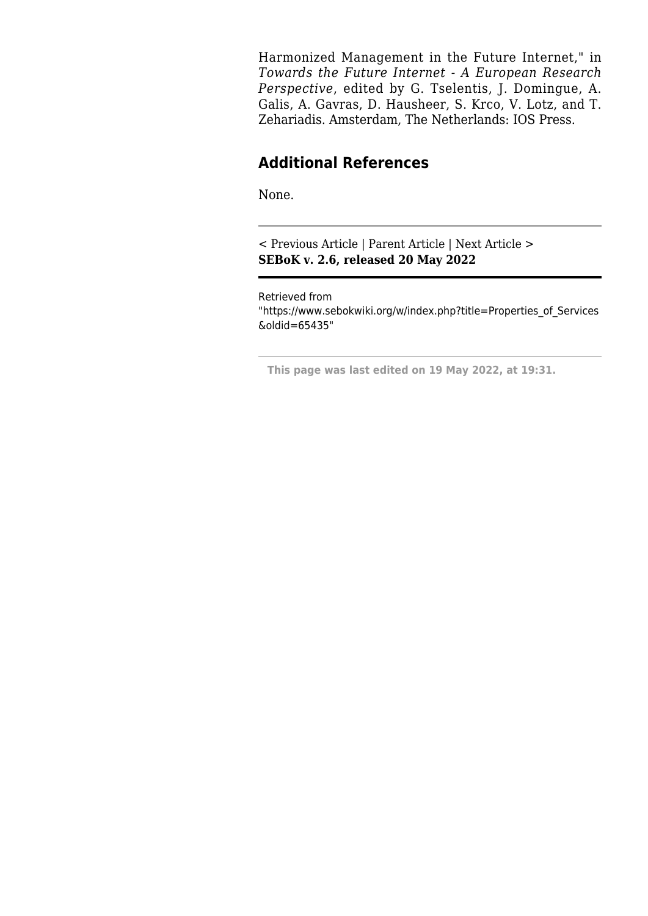Harmonized Management in the Future Internet," in *Towards the Future Internet - A European Research Perspective*, edited by G. Tselentis, J. Domingue, A. Galis, A. Gavras, D. Hausheer, S. Krco, V. Lotz, and T. Zehariadis. Amsterdam, The Netherlands: IOS Press.

## Additional References

None.

---

< Previous Article | Parent Article | Next Article >
**SEBoK v. 2.6, released 20 May 2022**

---

Retrieved from "https://www.sebokwiki.org/w/index.php?title=Properties_of_Services&oldid=65435"

---

**This page was last edited on 19 May 2022, at 19:31.**